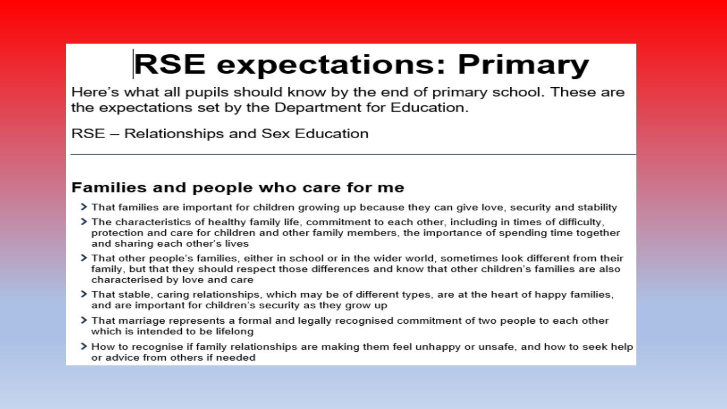# RSE expectations: Primary

Here's what all pupils should know by the end of primary school. These are the expectations set by the Department for Education.

RSE – Relationships and Sex Education

---

## Families and people who care for me

- That families are important for children growing up because they can give love, security and stability
- The characteristics of healthy family life, commitment to each other, including in times of difficulty, protection and care for children and other family members, the importance of spending time together and sharing each other's lives
- That other people's families, either in school or in the wider world, sometimes look different from their family, but that they should respect those differences and know that other children's families are also characterised by love and care
- That stable, caring relationships, which may be of different types, are at the heart of happy families, and are important for children's security as they grow up
- That marriage represents a formal and legally recognised commitment of two people to each other which is intended to be lifelong
- How to recognise if family relationships are making them feel unhappy or unsafe, and how to seek help or advice from others if needed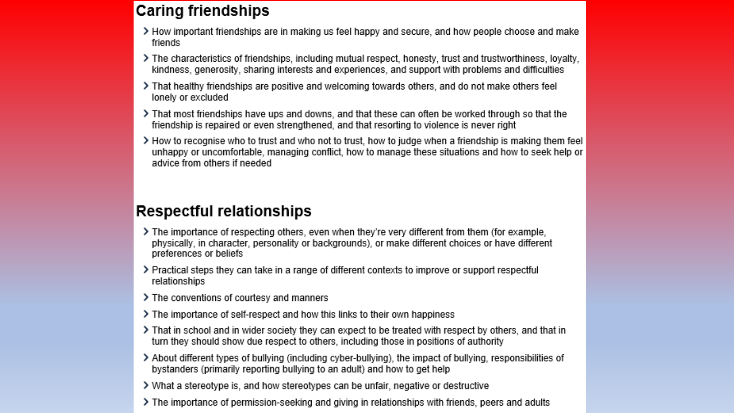## Caring friendships

- How important friendships are in making us feel happy and secure, and how people choose and make friends
- The characteristics of friendships, including mutual respect, honesty, trust and trustworthiness, loyalty, kindness, generosity, sharing interests and experiences, and support with problems and difficulties
- That healthy friendships are positive and welcoming towards others, and do not make others feel lonely or excluded
- That most friendships have ups and downs, and that these can often be worked through so that the friendship is repaired or even strengthened, and that resorting to violence is never right
- How to recognise who to trust and who not to trust, how to judge when a friendship is making them feel unhappy or uncomfortable, managing conflict, how to manage these situations and how to seek help or advice from others if needed

## Respectful relationships

- The importance of respecting others, even when they're very different from them (for example, physically, in character, personality or backgrounds), or make different choices or have different preferences or beliefs
- Practical steps they can take in a range of different contexts to improve or support respectful relationships
- The conventions of courtesy and manners
- The importance of self-respect and how this links to their own happiness
- That in school and in wider society they can expect to be treated with respect by others, and that in turn they should show due respect to others, including those in positions of authority
- About different types of bullying (including cyber-bullying), the impact of bullying, responsibilities of bystanders (primarily reporting bullying to an adult) and how to get help
- What a stereotype is, and how stereotypes can be unfair, negative or destructive
- The importance of permission-seeking and giving in relationships with friends, peers and adults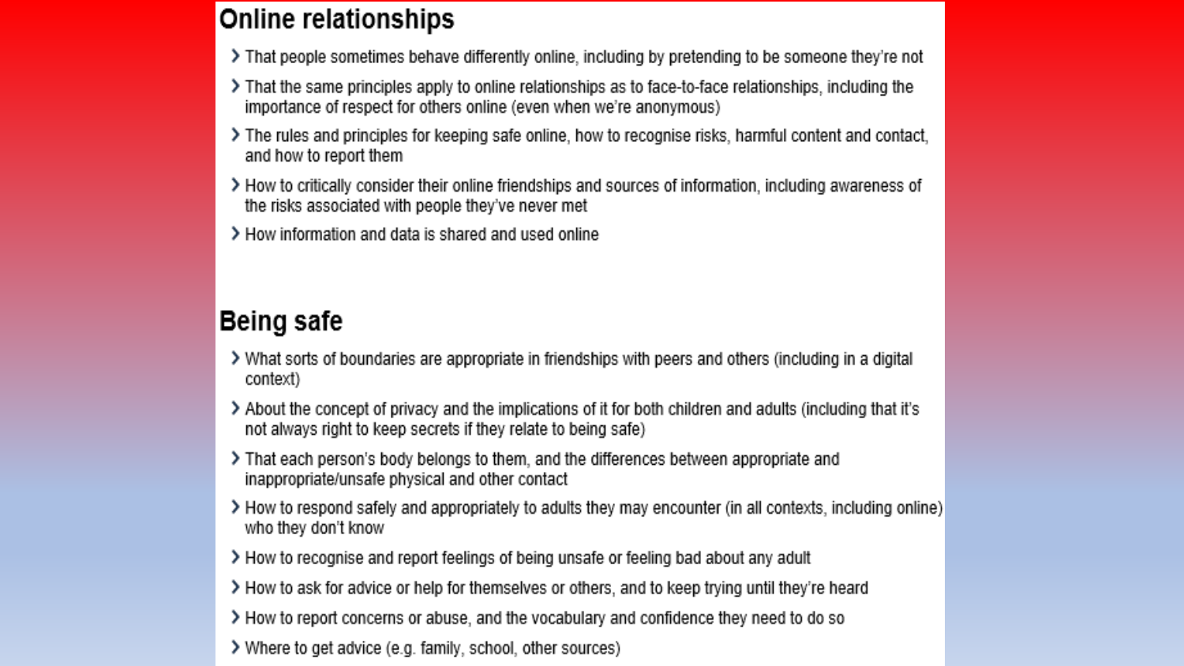## Online relationships

- That people sometimes behave differently online, including by pretending to be someone they're not
- That the same principles apply to online relationships as to face-to-face relationships, including the importance of respect for others online (even when we're anonymous)
- The rules and principles for keeping safe online, how to recognise risks, harmful content and contact, and how to report them
- How to critically consider their online friendships and sources of information, including awareness of the risks associated with people they've never met
- How information and data is shared and used online

## Being safe

- What sorts of boundaries are appropriate in friendships with peers and others (including in a digital context)
- About the concept of privacy and the implications of it for both children and adults (including that it's not always right to keep secrets if they relate to being safe)
- That each person's body belongs to them, and the differences between appropriate and inappropriate/unsafe physical and other contact
- How to respond safely and appropriately to adults they may encounter (in all contexts, including online) who they don't know
- How to recognise and report feelings of being unsafe or feeling bad about any adult
- How to ask for advice or help for themselves or others, and to keep trying until they're heard
- How to report concerns or abuse, and the vocabulary and confidence they need to do so
- Where to get advice (e.g. family, school, other sources)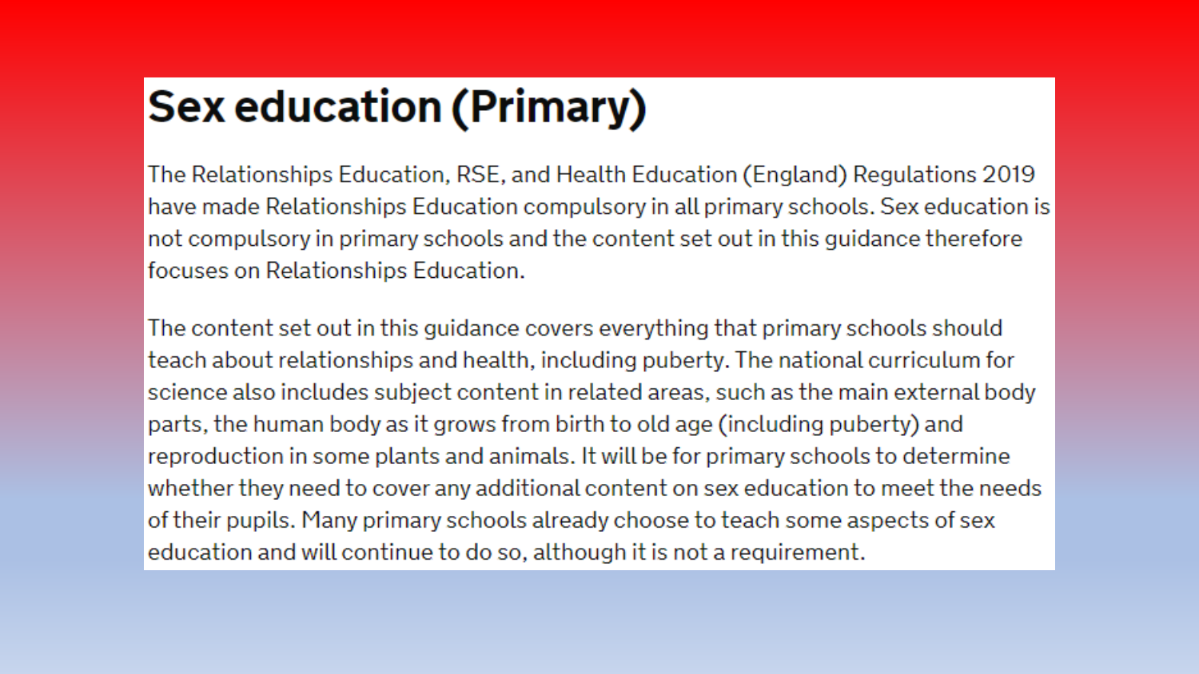# Sex education (Primary)

The Relationships Education, RSE, and Health Education (England) Regulations 2019 have made Relationships Education compulsory in all primary schools. Sex education is not compulsory in primary schools and the content set out in this guidance therefore focuses on Relationships Education.

The content set out in this guidance covers everything that primary schools should teach about relationships and health, including puberty. The national curriculum for science also includes subject content in related areas, such as the main external body parts, the human body as it grows from birth to old age (including puberty) and reproduction in some plants and animals. It will be for primary schools to determine whether they need to cover any additional content on sex education to meet the needs of their pupils. Many primary schools already choose to teach some aspects of sex education and will continue to do so, although it is not a requirement.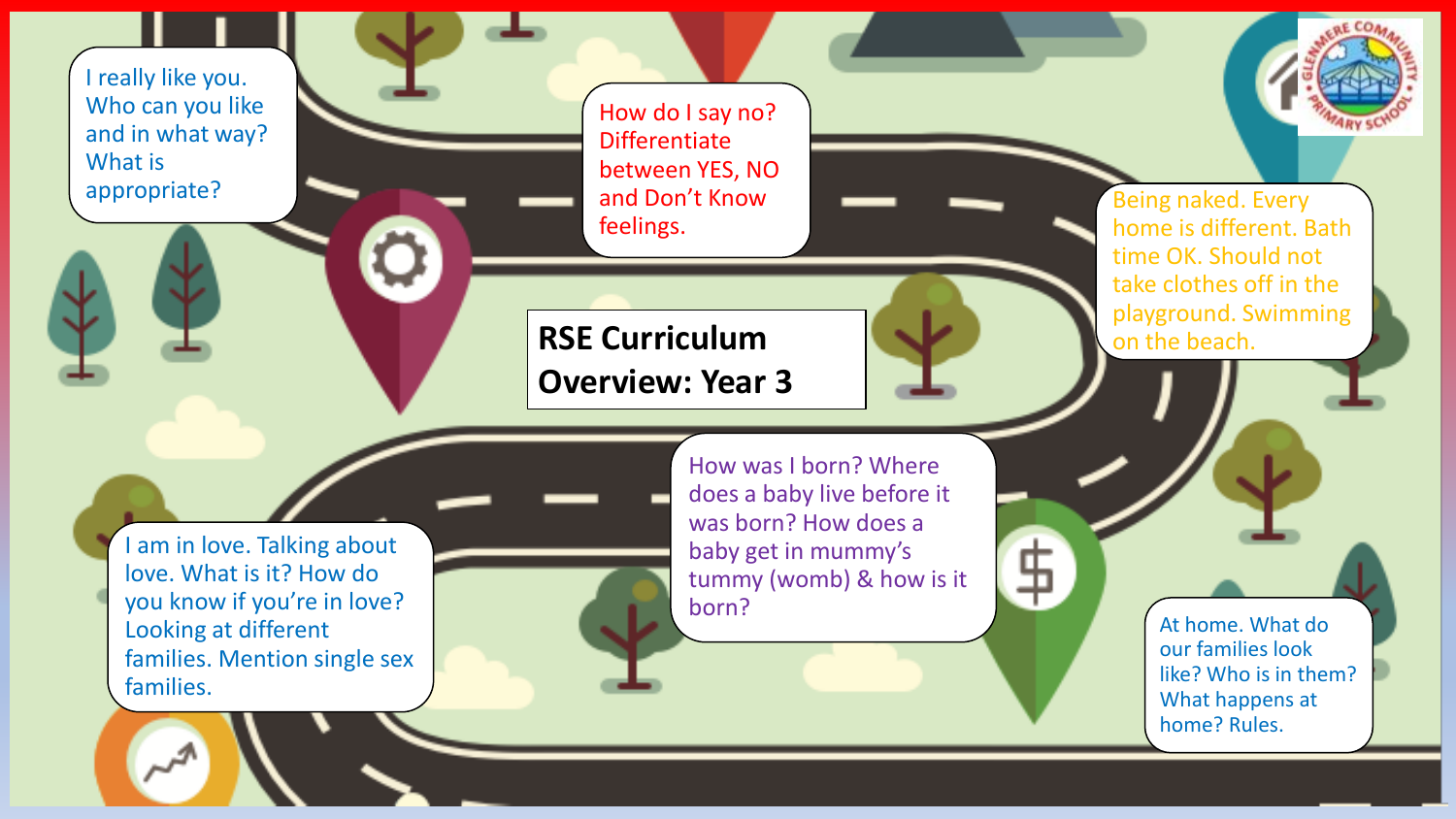# RSE Curriculum Overview: Year 3

I really like you. Who can you like and in what way? What is appropriate?

How do I say no? Differentiate between YES, NO and Don't Know feelings.

Being naked. Every home is different. Bath time OK. Should not take clothes off in the playground. Swimming on the beach.

I am in love. Talking about love. What is it? How do you know if you're in love? Looking at different families. Mention single sex families.

How was I born? Where does a baby live before it was born? How does a baby get in mummy's tummy (womb) & how is it born?

At home. What do our families look like? Who is in them? What happens at home? Rules.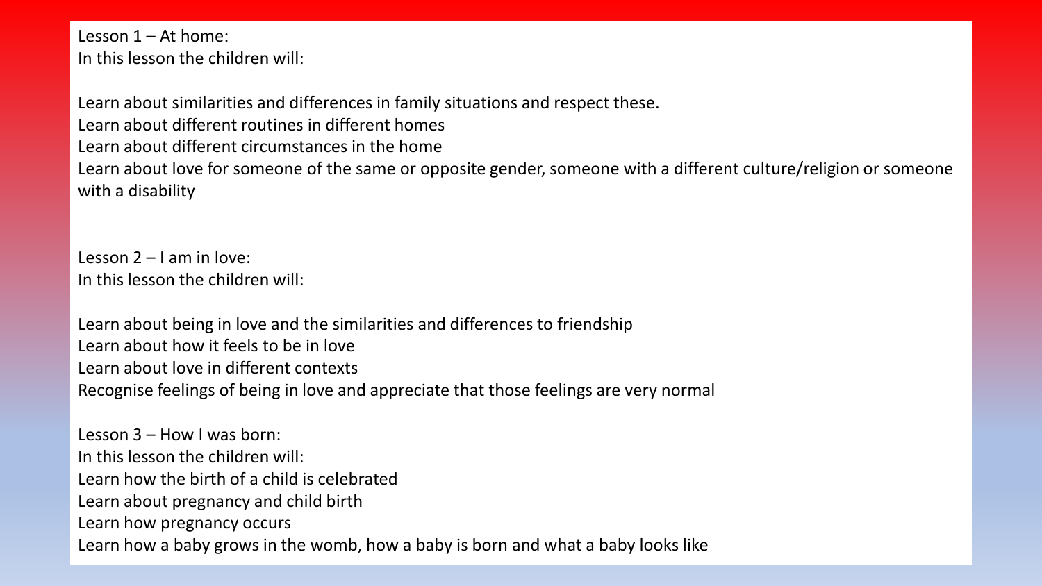Lesson 1 – At home:
In this lesson the children will:

Learn about similarities and differences in family situations and respect these.
Learn about different routines in different homes
Learn about different circumstances in the home
Learn about love for someone of the same or opposite gender, someone with a different culture/religion or someone with a disability

Lesson 2 – I am in love:
In this lesson the children will:

Learn about being in love and the similarities and differences to friendship
Learn about how it feels to be in love
Learn about love in different contexts
Recognise feelings of being in love and appreciate that those feelings are very normal

Lesson 3 – How I was born:
In this lesson the children will:
Learn how the birth of a child is celebrated
Learn about pregnancy and child birth
Learn how pregnancy occurs
Learn how a baby grows in the womb, how a baby is born and what a baby looks like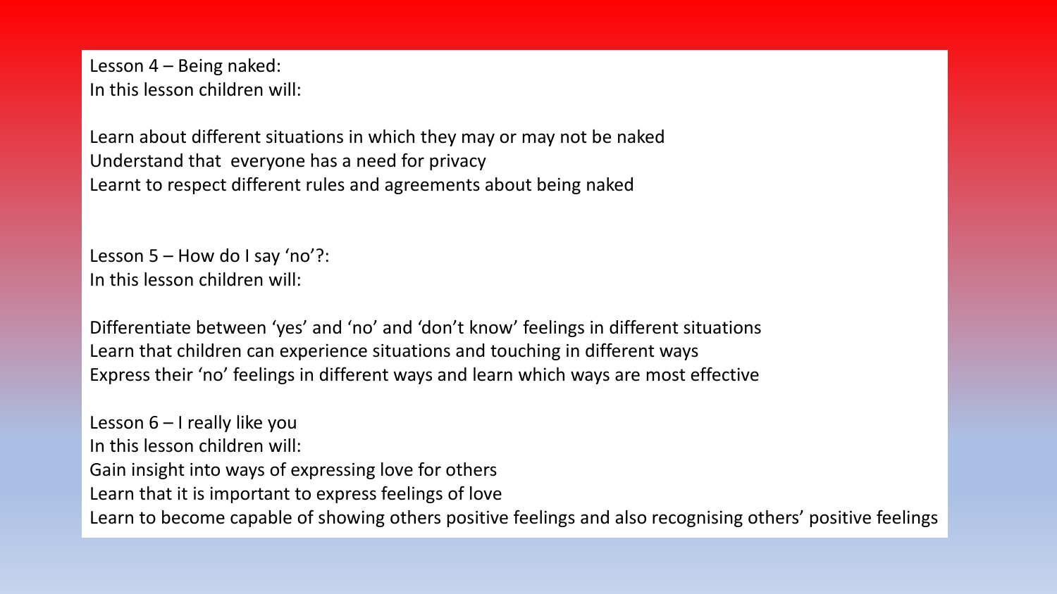Lesson 4 – Being naked:
In this lesson children will:

Learn about different situations in which they may or may not be naked
Understand that everyone has a need for privacy
Learnt to respect different rules and agreements about being naked

Lesson 5 – How do I say 'no'?:
In this lesson children will:

Differentiate between 'yes' and 'no' and 'don't know' feelings in different situations
Learn that children can experience situations and touching in different ways
Express their 'no' feelings in different ways and learn which ways are most effective

Lesson 6 – I really like you
In this lesson children will:
Gain insight into ways of expressing love for others
Learn that it is important to express feelings of love
Learn to become capable of showing others positive feelings and also recognising others' positive feelings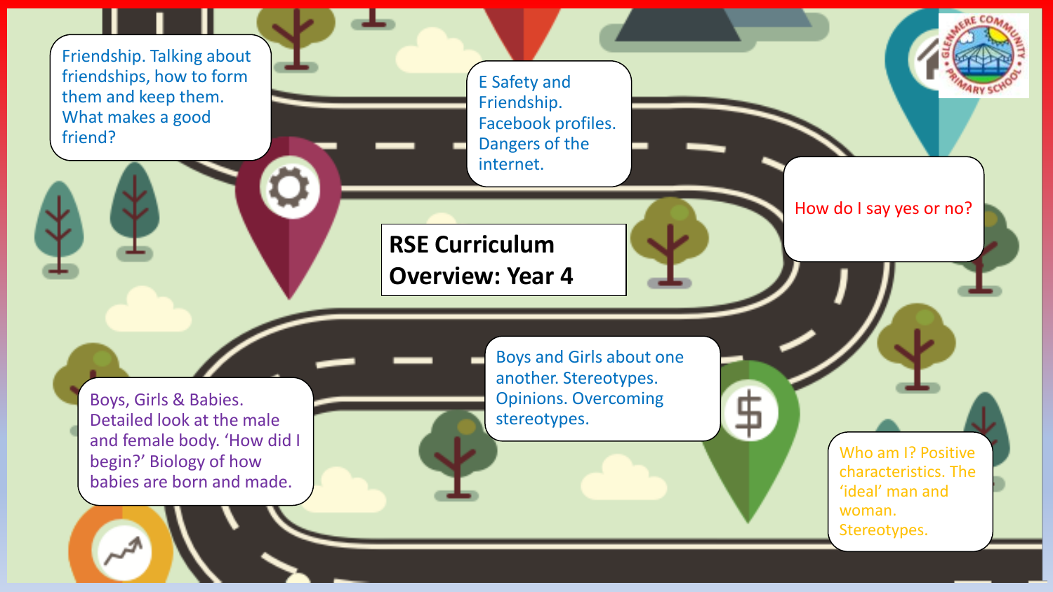# RSE Curriculum Overview: Year 4

Friendship. Talking about friendships, how to form them and keep them. What makes a good friend?

E Safety and Friendship. Facebook profiles. Dangers of the internet.

How do I say yes or no?

Who am I? Positive characteristics. The 'ideal' man and woman. Stereotypes.

Boys and Girls about one another. Stereotypes. Opinions. Overcoming stereotypes.

Boys, Girls & Babies. Detailed look at the male and female body. 'How did I begin?' Biology of how babies are born and made.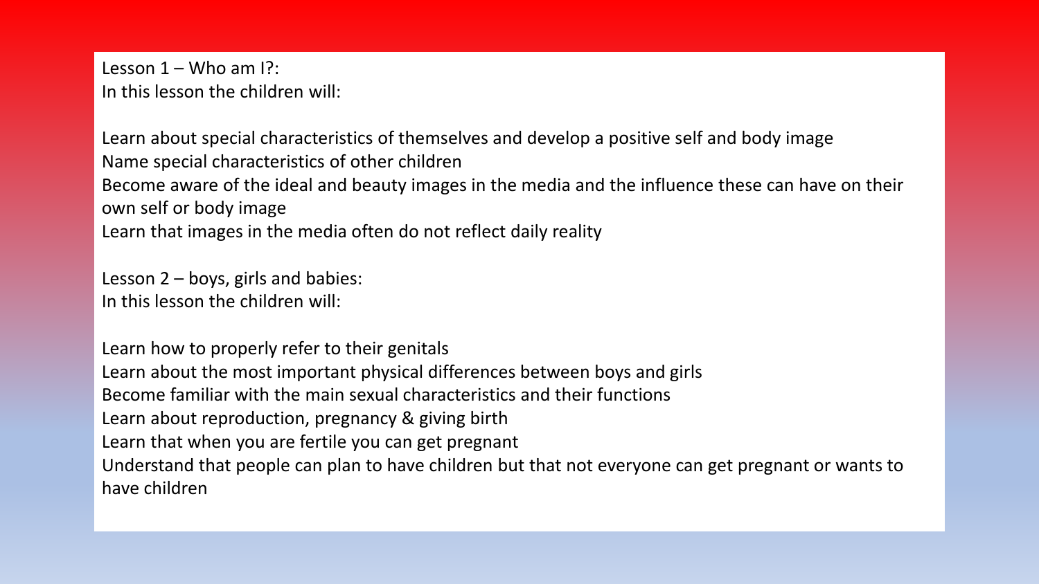Lesson 1 – Who am I?:
In this lesson the children will:

- Learn about special characteristics of themselves and develop a positive self and body image
- Name special characteristics of other children
- Become aware of the ideal and beauty images in the media and the influence these can have on their own self or body image
- Learn that images in the media often do not reflect daily reality

Lesson 2 – boys, girls and babies:
In this lesson the children will:

- Learn how to properly refer to their genitals
- Learn about the most important physical differences between boys and girls
- Become familiar with the main sexual characteristics and their functions
- Learn about reproduction, pregnancy & giving birth
- Learn that when you are fertile you can get pregnant
- Understand that people can plan to have children but that not everyone can get pregnant or wants to have children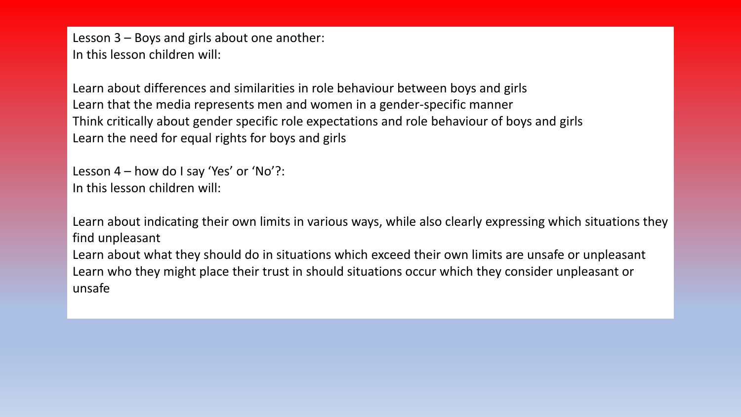Lesson 3 – Boys and girls about one another:
In this lesson children will:

Learn about differences and similarities in role behaviour between boys and girls
Learn that the media represents men and women in a gender-specific manner
Think critically about gender specific role expectations and role behaviour of boys and girls
Learn the need for equal rights for boys and girls

Lesson 4 – how do I say 'Yes' or 'No'?:
In this lesson children will:

Learn about indicating their own limits in various ways, while also clearly expressing which situations they find unpleasant
Learn about what they should do in situations which exceed their own limits are unsafe or unpleasant
Learn who they might place their trust in should situations occur which they consider unpleasant or unsafe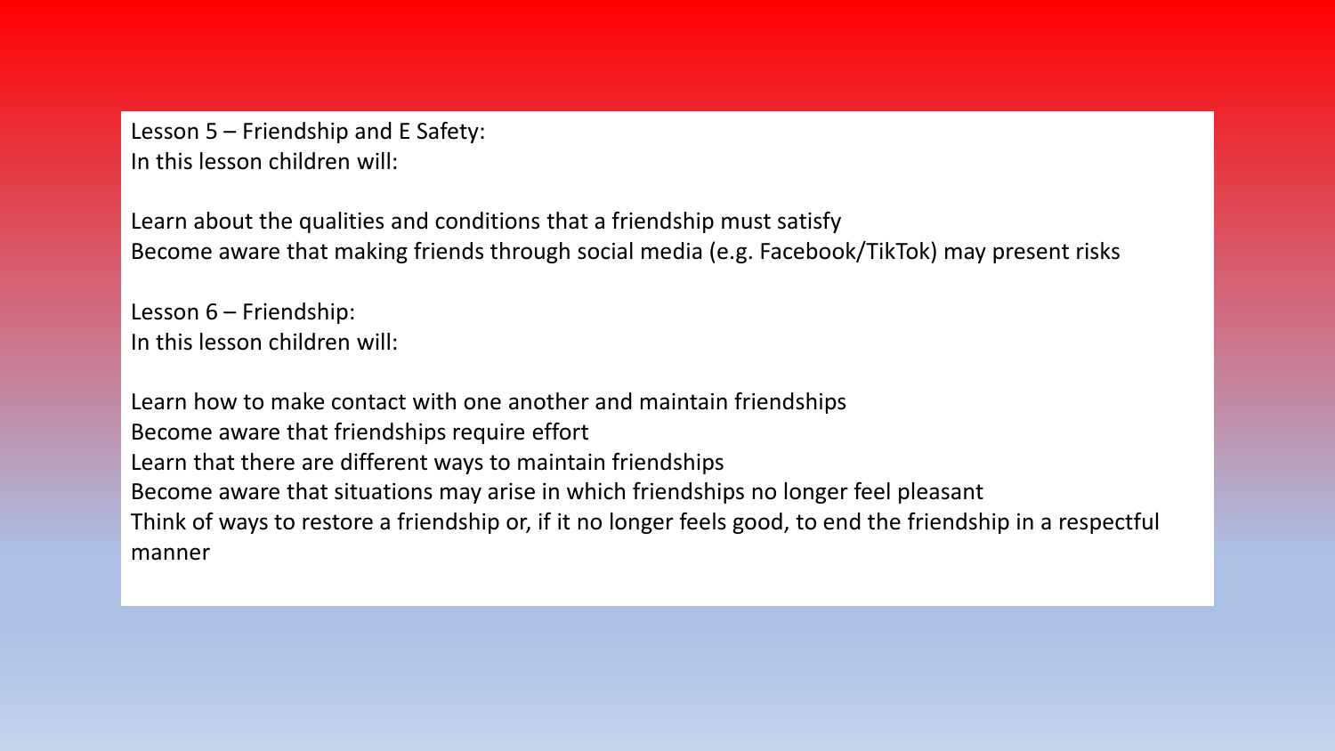Lesson 5 – Friendship and E Safety:
In this lesson children will:

Learn about the qualities and conditions that a friendship must satisfy
Become aware that making friends through social media (e.g. Facebook/TikTok) may present risks

Lesson 6 – Friendship:
In this lesson children will:

Learn how to make contact with one another and maintain friendships
Become aware that friendships require effort
Learn that there are different ways to maintain friendships
Become aware that situations may arise in which friendships no longer feel pleasant
Think of ways to restore a friendship or, if it no longer feels good, to end the friendship in a respectful manner